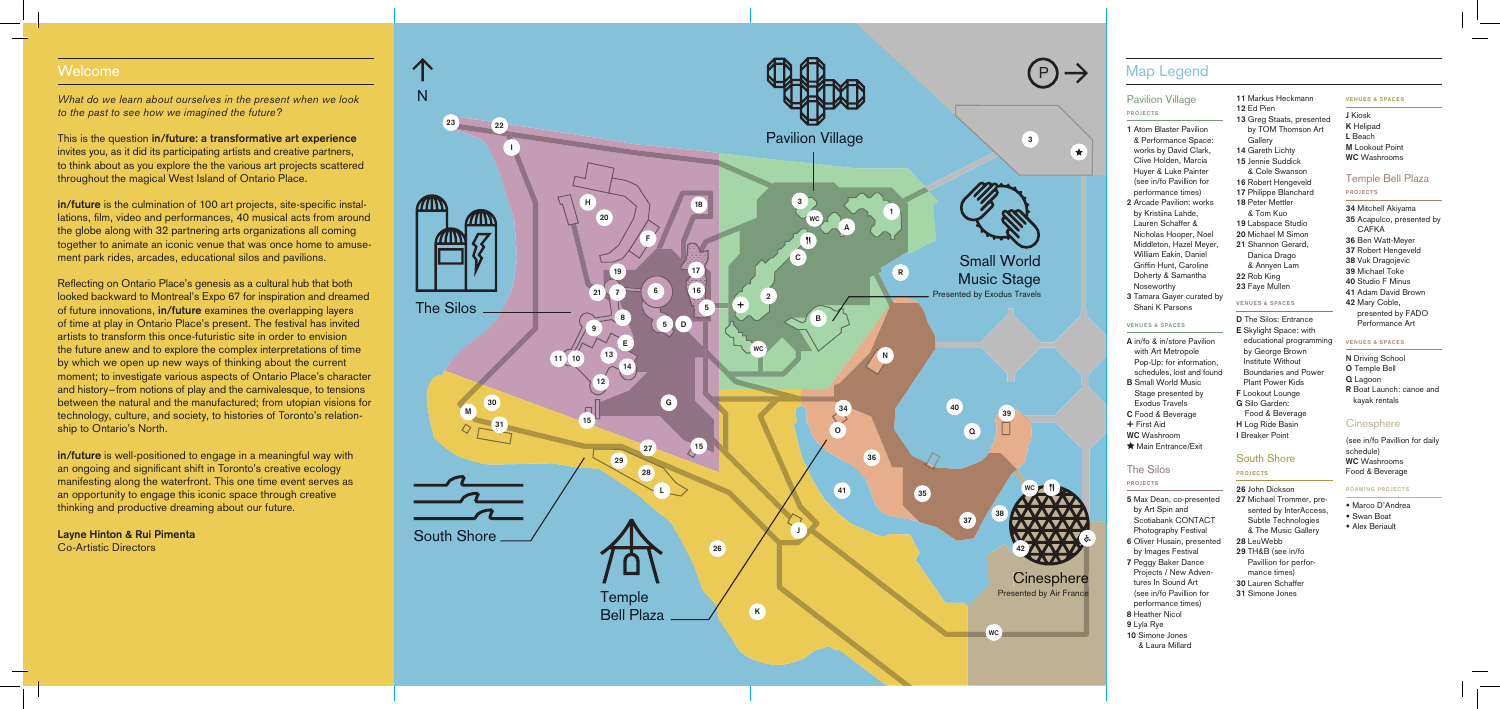## Welcome

*What do we learn about ourselves in the present when we look to the past to see how we imagined the future?*

This is the question **in/future: a transformative art experience** invites you, as it did its participating artists and creative partners, to think about as you explore the the various art projects scattered throughout the magical West Island of Ontario Place.

**in/future** is the culmination of 100 art projects, site-specific installations, film, video and performances, 40 musical acts from around the globe along with 32 partnering arts organizations all coming together to animate an iconic venue that was once home to amusement park rides, arcades, educational silos and pavilions.

Reflecting on Ontario Place's genesis as a cultural hub that both looked backward to Montreal's Expo 67 for inspiration and dreamed of future innovations, **in/future** examines the overlapping layers of time at play in Ontario Place's present. The festival has invited artists to transform this once-futuristic site in order to envision the future anew and to explore the complex interpretations of time by which we open up new ways of thinking about the current moment; to investigate various aspects of Ontario Place's character and history—from notions of play and the carnivalesque, to tensions between the natural and the manufactured; from utopian visions for technology, culture, and society, to histories of Toronto's relationship to Ontario's North.

**in/future** is well-positioned to engage in a meaningful way with an ongoing and significant shift in Toronto's creative ecology manifesting along the waterfront. This one time event serves as an opportunity to engage this iconic space through creative thinking and productive dreaming about our future.

**Layne Hinton & Rui Pimenta**
Co-Artistic Directors

N

Pavilion Village

The Silos

Small World Music Stage
Presented by Exodus Travels

South Shore

Temple Bell Plaza

Cinesphere
Presented by Air France

## Map Legend

### Pavilion Village

**PROJECTS**

1 Atom Blaster Pavilion & Performance Space: works by David Clark, Clive Holden, Marcia Huyer & Luke Painter (see in/fo Pavilion for performance times)
2 Arcade Pavilion: works by Kristina Lahde, Lauren Schaffer & Nicholas Hooper, Noel Middleton, Hazel Meyer, William Eakin, Daniel Griffin Hunt, Caroline Doherty & Samantha Noseworthy
3 Tamara Gayer curated by Shani K Parsons

**VENUES & SPACES**

A in/fo & in/store Pavilion with Art Metropole Pop-Up: for information, schedules, lost and found
B Small World Music Stage presented by Exodus Travels
C Food & Beverage
+ First Aid
WC Washroom
★ Main Entrance/Exit

### The Silos

**PROJECTS**

5 Max Dean, co-presented by Art Spin and Scotiabank CONTACT Photography Festival
6 Oliver Husain, presented by Images Festival
7 Peggy Baker Dance Projects / New Adventures In Sound Art (see in/fo Pavilion for performance times)
8 Heather Nicol
9 Lyla Rye
10 Simone Jones & Laura Millard
11 Markus Heckmann
12 Ed Pien
13 Greg Staats, presented by TOM Thomson Art Gallery
14 Gareth Lichty
15 Jennie Suddick & Cole Swanson
16 Robert Hengeveld
17 Philippe Blanchard
18 Peter Mettler & Tom Kuo
19 Labspace Studio
20 Michael M Simon
21 Shannon Gerard, Danica Drago & Annyen Lam
22 Rob King
23 Faye Mullen

**VENUES & SPACES**

D The Silos: Entrance
E Skylight Space: with educational programming by George Brown Institute Without Boundaries and Power Plant Power Kids
F Lookout Lounge
G Silo Garden: Food & Beverage
H Log Ride Basin
I Breaker Point

### South Shore

**PROJECTS**

26 John Dickson
27 Michael Trommer, presented by InterAccess, Subtle Technologies & The Music Gallery
28 LeuWebb
29 TH&B (see in/fo Pavillion for performance times)
30 Lauren Schaffer
31 Simone Jones

**VENUES & SPACES**

J Kiosk
K Helipad
L Beach
M Lookout Point
WC Washrooms

### Temple Bell Plaza

**PROJECTS**

34 Mitchell Akiyama
35 Acapulco, presented by CAFKA
36 Ben Watt-Meyer
37 Robert Hengeveld
38 Vuk Dragojevic
39 Michael Toke
40 Studio F Minus
41 Adam David Brown
42 Mary Coble, presented by FADO Performance Art

**VENUES & SPACES**

N Driving School
O Temple Bell
Q Lagoon
R Boat Launch: canoe and kayak rentals

### Cinesphere

(see in/fo Pavilion for daily schedule)
WC Washrooms
Food & Beverage

**ROAMING PROJECTS**

- Marco D'Andrea
- Swan Boat
- Alex Beriault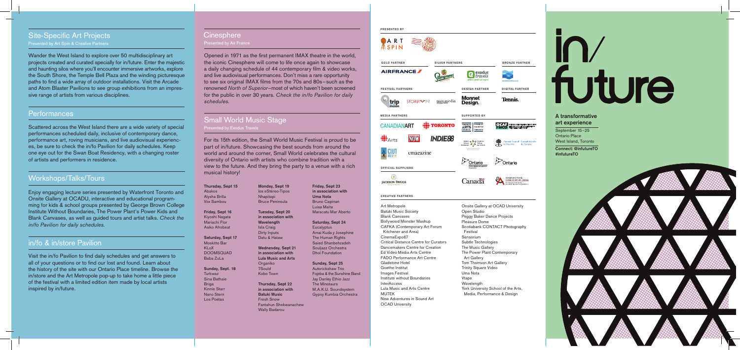## Site-Specific Art Projects

Presented by Art Spin & Creative Partners

Wander the West Island to explore over 50 multidisciplinary art projects created and curated specially for in/future. Enter the majestic and haunting silos where you'll encounter immersive artworks, explore the South Shore, the Temple Bell Plaza and the winding picturesque paths to find a wide array of outdoor installations. Visit the Arcade and Atom Blaster Pavilions to see group exhibitions from an impressive range of artists from various disciplines.

## Performances

Scattered across the West Island there are a wide variety of special performances scheduled daily, inclusive of contemporary dance, performance art, roving musicians, and live audiovisual experiences, be sure to check the in/fo Pavilion for daily schedules. Keep one eye out for the Swan Boat Residency, with a changing roster of artists and performers in residence.

## Workshops/Talks/Tours

Enjoy engaging lecture series presented by Waterfront Toronto and Onsite Gallery at OCADU, interactive and educational programming for kids & school groups presented by George Brown College Institute Without Boundaries, The Power Plant's Power Kids and Blank Canvases, as well as guided tours and artist talks. *Check the in/fo Pavilion for daily schedules.*

## in/fo & in/store Pavilion

Visit the in/fo Pavilion to find daily schedules and get answers to all of your questions or to find our lost and found. Learn about the history of the site with our Ontario Place timeline. Browse the in/store and the Art Metropole pop-up to take home a little piece of the festival with a limited edition item made by local artists inspired by in/future.

## Cinesphere

Presented by Air France

Opened in 1971 as the first permanent IMAX theatre in the world, the iconic Cinesphere will come to life once again to showcase a daily changing schedule of 44 contemporary film & video works, and live audiovisual performances. Don't miss a rare opportunity to see six original IMAX films from the 70s and 80s—such as the renowned *North of Superior*—most of which haven't been screened for the public in over 30 years. *Check the in/fo Pavilion for daily schedules.*

## Small World Music Stage

Presented by Exodus Travels

For its 15th edition, the Small World Music Festival is proud to be part of in/future. Showcasing the best sounds from around the world and around the corner, Small World celebrates the cultural diversity of Ontario with artists who combine tradition with a view to the future. And they bring the party to a venue with a rich musical history!

**Thursday, Sept 15**
Abakos
Alysha Brilla
Vox Sambou

**Friday, Sept 16**
Kiyoshi Nagata
Mariachi Flor
Asiko Afrobeat

**Saturday, Sept 17**
Moskitto Bar
KLoX
DOOMSQUAD
Baba ZuLa

**Sunday, Sept. 18**
Turkwaz
Sina Bathaie
Briga
Kinnie Starr
Nano Stern
Los Poetas

**Monday, Sept 19**
los eStéreo-Tipos
Nhapitapi
Bruce Peninsula

**Tuesday, Sept 20 in association with Wavelength**
Isla Craig
Dirty Inputs
Datu & Hataw

**Wednesday, Sept 21 in association with Lula Music and Arts**
Organiko
7Sould
Kobo Town

**Thursday, Sept 22 in association with Batuki Music**
Fresh Snow
Fantahun Shekwanachew
Wally Badarou

**Friday, Sept 23 in association with Uma Nota**
Bruno Capinan
Luisa Maita
Maracatu Mar Aberto

**Saturday, Sept 24**
Eucalyptus
Amai Kuda y Josephine
The Human Rights
Saied Shanbehzadeh
Souljazz Orchestra
Dhol Foundation

**Sunday, Sept 25**
Autorickshaw Trio
Fojeba & the Sunshine Band
Jay Danley Ethio Jazz
The Minotaurs
M.A.K.U. Soundsystem
Gypsy Kumbia Orchestra

**PRESENTED BY**

Art Spin

**GOLD PARTNER**

Air France

**SILVER PARTNERS**

Stargrove · exodus travels

**BRONZE PARTNER**

**FESTIVAL PARTNERS**

trip moon · STORIA PR · movmedia

**DESIGN PARTNER**

Monnet Design.

**DIGITAL PARTNER**

Tennis.

**MEDIA PARTNERS**

CANADIANART · Toronto · Arts · NOW · INDIE88 · CIUT 89.5 FM · cmagazine

**SUPPORTED BY**

Toronto Arts Council · Canada Council for the Arts / Conseil des arts du Canada · Ontario · Canada

**OFFICIAL SUPPLIERS**

Jackson-Triggs

**CREATIVE PARTNERS**

Art Metropole
Batuki Music Society
Blank Canvases
Bollywood Monster Mashup
CAFKA (Contemporary Art Forum Kitchener and Area)
CinemaExpo67
Critical Distance Centre for Curators
Dancemakers Centre for Creation
Ed Video Media Arts Centre
FADO Performance Art Centre
Gladstone Hotel
Goethe-Institut
Images Festival
Institute without Boundaries
InterAccess
Lula Music and Arts Centre
MUTEK
New Adventures in Sound Art
OCAD University
Onsite Gallery at OCAD University
Open Studio
Peggy Baker Dance Projects
Pleasure Dome
Scotiabank CONTACT Photography Festival
Sensorium
Subtle Technologies
The Music Gallery
The Power Plant Contemporary Art Gallery
Tom Thomson Art Gallery
Trinity Square Video
Uma Nota
Vtape
Wavelength
York University School of the Arts, Media, Performance & Design

# in/future

**A transformative art experience**

September 15–25
Ontario Place
West Island, Toronto

**Connect: @infutureTO #infutureTO**